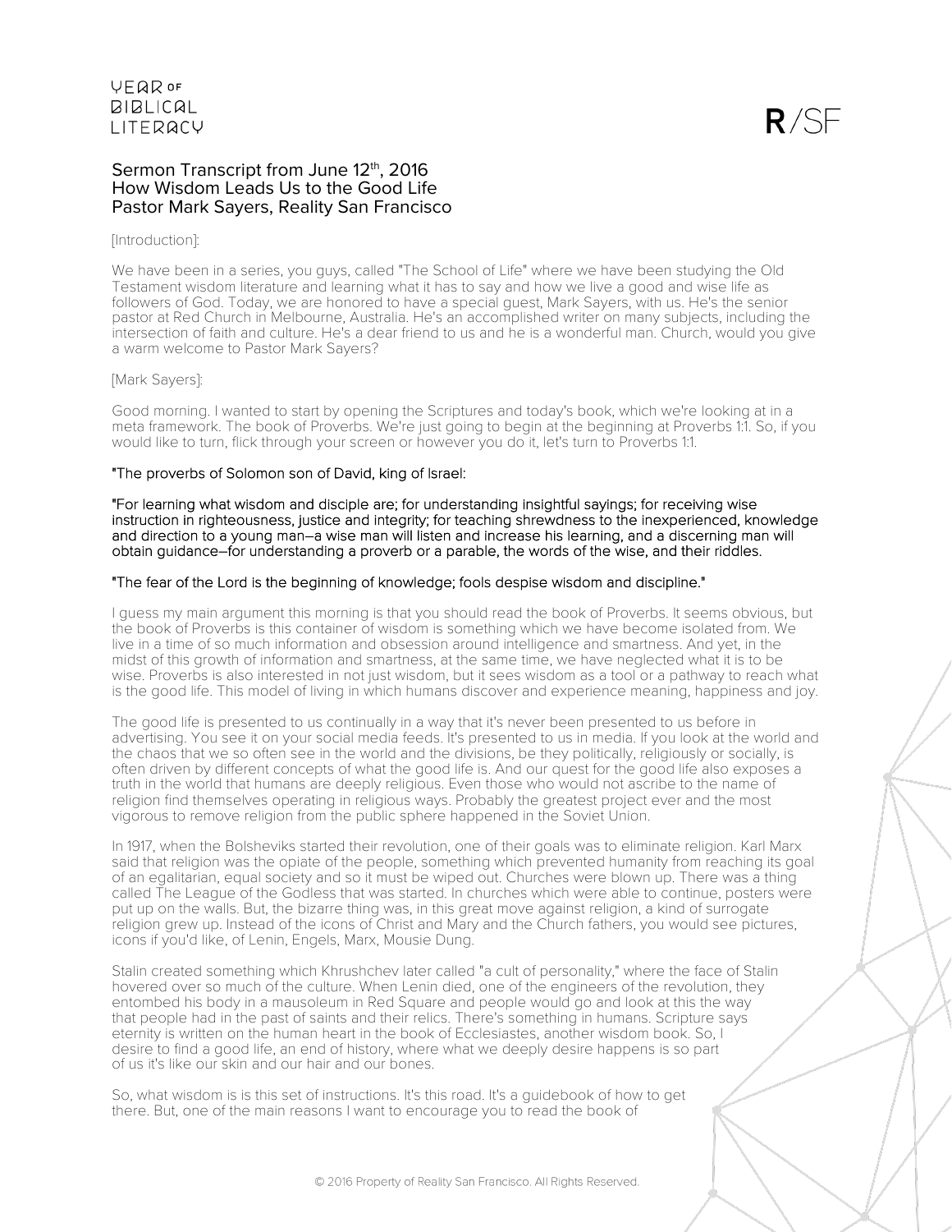# Sermon Transcript from June 12th, 2016
## How Wisdom Leads Us to the Good Life
## Pastor Mark Sayers, Reality San Francisco

[Introduction]:

We have been in a series, you guys, called "The School of Life" where we have been studying the Old Testament wisdom literature and learning what it has to say and how we live a good and wise life as followers of God. Today, we are honored to have a special guest, Mark Sayers, with us. He's the senior pastor at Red Church in Melbourne, Australia. He's an accomplished writer on many subjects, including the intersection of faith and culture. He's a dear friend to us and he is a wonderful man. Church, would you give a warm welcome to Pastor Mark Sayers?

[Mark Sayers]:

Good morning. I wanted to start by opening the Scriptures and today's book, which we're looking at in a meta framework. The book of Proverbs. We're just going to begin at the beginning at Proverbs 1:1. So, if you would like to turn, flick through your screen or however you do it, let's turn to Proverbs 1:1.

"The proverbs of Solomon son of David, king of Israel:

"For learning what wisdom and disciple are; for understanding insightful sayings; for receiving wise instruction in righteousness, justice and integrity; for teaching shrewdness to the inexperienced, knowledge and direction to a young man–a wise man will listen and increase his learning, and a discerning man will obtain guidance–for understanding a proverb or a parable, the words of the wise, and their riddles.

"The fear of the Lord is the beginning of knowledge; fools despise wisdom and discipline."

I guess my main argument this morning is that you should read the book of Proverbs. It seems obvious, but the book of Proverbs is this container of wisdom is something which we have become isolated from. We live in a time of so much information and obsession around intelligence and smartness. And yet, in the midst of this growth of information and smartness, at the same time, we have neglected what it is to be wise. Proverbs is also interested in not just wisdom, but it sees wisdom as a tool or a pathway to reach what is the good life. This model of living in which humans discover and experience meaning, happiness and joy.

The good life is presented to us continually in a way that it's never been presented to us before in advertising. You see it on your social media feeds. It's presented to us in media. If you look at the world and the chaos that we so often see in the world and the divisions, be they politically, religiously or socially, is often driven by different concepts of what the good life is. And our quest for the good life also exposes a truth in the world that humans are deeply religious. Even those who would not ascribe to the name of religion find themselves operating in religious ways. Probably the greatest project ever and the most vigorous to remove religion from the public sphere happened in the Soviet Union.

In 1917, when the Bolsheviks started their revolution, one of their goals was to eliminate religion. Karl Marx said that religion was the opiate of the people, something which prevented humanity from reaching its goal of an egalitarian, equal society and so it must be wiped out. Churches were blown up. There was a thing called The League of the Godless that was started. In churches which were able to continue, posters were put up on the walls. But, the bizarre thing was, in this great move against religion, a kind of surrogate religion grew up. Instead of the icons of Christ and Mary and the Church fathers, you would see pictures, icons if you'd like, of Lenin, Engels, Marx, Mousie Dung.

Stalin created something which Khrushchev later called "a cult of personality," where the face of Stalin hovered over so much of the culture. When Lenin died, one of the engineers of the revolution, they entombed his body in a mausoleum in Red Square and people would go and look at this the way that people had in the past of saints and their relics. There's something in humans. Scripture says eternity is written on the human heart in the book of Ecclesiastes, another wisdom book. So, I desire to find a good life, an end of history, where what we deeply desire happens is so part of us it's like our skin and our hair and our bones.

So, what wisdom is is this set of instructions. It's this road. It's a guidebook of how to get there. But, one of the main reasons I want to encourage you to read the book of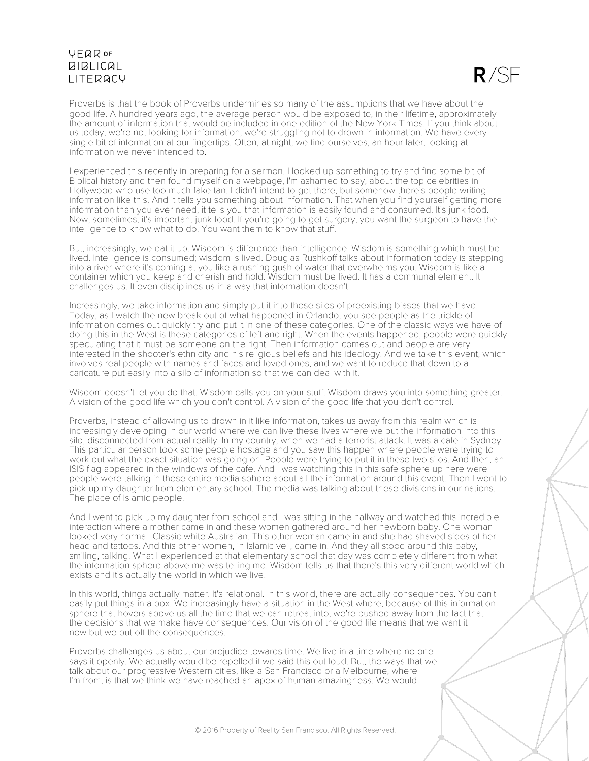Proverbs is that the book of Proverbs undermines so many of the assumptions that we have about the good life. A hundred years ago, the average person would be exposed to, in their lifetime, approximately the amount of information that would be included in one edition of the New York Times. If you think about us today, we're not looking for information, we're struggling not to drown in information. We have every single bit of information at our fingertips. Often, at night, we find ourselves, an hour later, looking at information we never intended to.

I experienced this recently in preparing for a sermon. I looked up something to try and find some bit of Biblical history and then found myself on a webpage, I'm ashamed to say, about the top celebrities in Hollywood who use too much fake tan. I didn't intend to get there, but somehow there's people writing information like this. And it tells you something about information. That when you find yourself getting more information than you ever need, it tells you that information is easily found and consumed. It's junk food. Now, sometimes, it's important junk food. If you're going to get surgery, you want the surgeon to have the intelligence to know what to do. You want them to know that stuff.

But, increasingly, we eat it up. Wisdom is difference than intelligence. Wisdom is something which must be lived. Intelligence is consumed; wisdom is lived. Douglas Rushkoff talks about information today is stepping into a river where it's coming at you like a rushing gush of water that overwhelms you. Wisdom is like a container which you keep and cherish and hold. Wisdom must be lived. It has a communal element. It challenges us. It even disciplines us in a way that information doesn't.

Increasingly, we take information and simply put it into these silos of preexisting biases that we have. Today, as I watch the new break out of what happened in Orlando, you see people as the trickle of information comes out quickly try and put it in one of these categories. One of the classic ways we have of doing this in the West is these categories of left and right. When the events happened, people were quickly speculating that it must be someone on the right. Then information comes out and people are very interested in the shooter's ethnicity and his religious beliefs and his ideology. And we take this event, which involves real people with names and faces and loved ones, and we want to reduce that down to a caricature put easily into a silo of information so that we can deal with it.

Wisdom doesn't let you do that. Wisdom calls you on your stuff. Wisdom draws you into something greater. A vision of the good life which you don't control. A vision of the good life that you don't control.

Proverbs, instead of allowing us to drown in it like information, takes us away from this realm which is increasingly developing in our world where we can live these lives where we put the information into this silo, disconnected from actual reality. In my country, when we had a terrorist attack. It was a cafe in Sydney. This particular person took some people hostage and you saw this happen where people were trying to work out what the exact situation was going on. People were trying to put it in these two silos. And then, an ISIS flag appeared in the windows of the cafe. And I was watching this in this safe sphere up here were people were talking in these entire media sphere about all the information around this event. Then I went to pick up my daughter from elementary school. The media was talking about these divisions in our nations. The place of Islamic people.

And I went to pick up my daughter from school and I was sitting in the hallway and watched this incredible interaction where a mother came in and these women gathered around her newborn baby. One woman looked very normal. Classic white Australian. This other woman came in and she had shaved sides of her head and tattoos. And this other women, in Islamic veil, came in. And they all stood around this baby, smiling, talking. What I experienced at that elementary school that day was completely different from what the information sphere above me was telling me. Wisdom tells us that there's this very different world which exists and it's actually the world in which we live.

In this world, things actually matter. It's relational. In this world, there are actually consequences. You can't easily put things in a box. We increasingly have a situation in the West where, because of this information sphere that hovers above us all the time that we can retreat into, we're pushed away from the fact that the decisions that we make have consequences. Our vision of the good life means that we want it now but we put off the consequences.

Proverbs challenges us about our prejudice towards time. We live in a time where no one says it openly. We actually would be repelled if we said this out loud. But, the ways that we talk about our progressive Western cities, like a San Francisco or a Melbourne, where I'm from, is that we think we have reached an apex of human amazingness. We would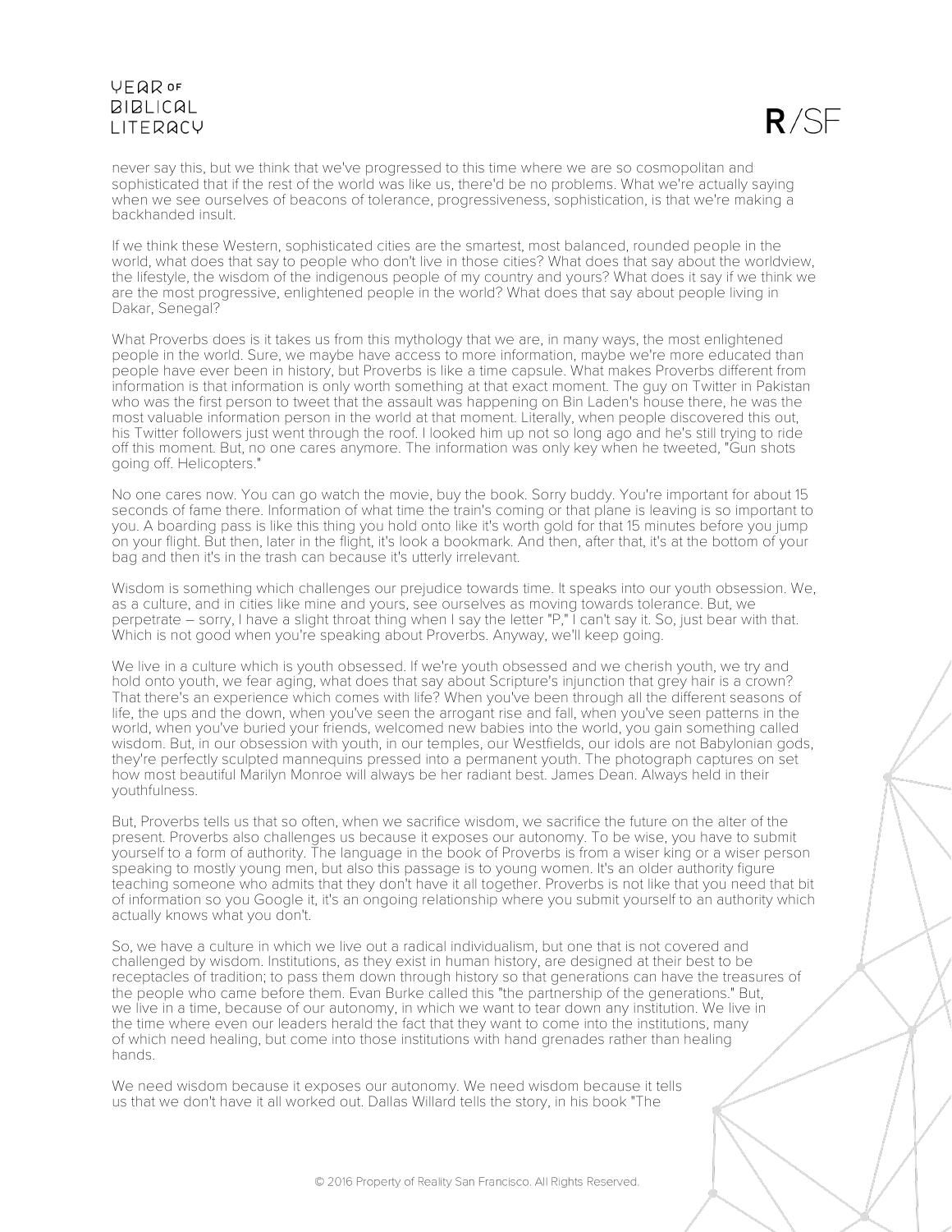never say this, but we think that we've progressed to this time where we are so cosmopolitan and sophisticated that if the rest of the world was like us, there'd be no problems. What we're actually saying when we see ourselves of beacons of tolerance, progressiveness, sophistication, is that we're making a backhanded insult.

If we think these Western, sophisticated cities are the smartest, most balanced, rounded people in the world, what does that say to people who don't live in those cities? What does that say about the worldview, the lifestyle, the wisdom of the indigenous people of my country and yours? What does it say if we think we are the most progressive, enlightened people in the world? What does that say about people living in Dakar, Senegal?

What Proverbs does is it takes us from this mythology that we are, in many ways, the most enlightened people in the world. Sure, we maybe have access to more information, maybe we're more educated than people have ever been in history, but Proverbs is like a time capsule. What makes Proverbs different from information is that information is only worth something at that exact moment. The guy on Twitter in Pakistan who was the first person to tweet that the assault was happening on Bin Laden's house there, he was the most valuable information person in the world at that moment. Literally, when people discovered this out, his Twitter followers just went through the roof. I looked him up not so long ago and he's still trying to ride off this moment. But, no one cares anymore. The information was only key when he tweeted, "Gun shots going off. Helicopters."

No one cares now. You can go watch the movie, buy the book. Sorry buddy. You're important for about 15 seconds of fame there. Information of what time the train's coming or that plane is leaving is so important to you. A boarding pass is like this thing you hold onto like it's worth gold for that 15 minutes before you jump on your flight. But then, later in the flight, it's look a bookmark. And then, after that, it's at the bottom of your bag and then it's in the trash can because it's utterly irrelevant.

Wisdom is something which challenges our prejudice towards time. It speaks into our youth obsession. We, as a culture, and in cities like mine and yours, see ourselves as moving towards tolerance. But, we perpetrate – sorry, I have a slight throat thing when I say the letter "P," I can't say it. So, just bear with that. Which is not good when you're speaking about Proverbs. Anyway, we'll keep going.

We live in a culture which is youth obsessed. If we're youth obsessed and we cherish youth, we try and hold onto youth, we fear aging, what does that say about Scripture's injunction that grey hair is a crown? That there's an experience which comes with life? When you've been through all the different seasons of life, the ups and the down, when you've seen the arrogant rise and fall, when you've seen patterns in the world, when you've buried your friends, welcomed new babies into the world, you gain something called wisdom. But, in our obsession with youth, in our temples, our Westfields, our idols are not Babylonian gods, they're perfectly sculpted mannequins pressed into a permanent youth. The photograph captures on set how most beautiful Marilyn Monroe will always be her radiant best. James Dean. Always held in their youthfulness.

But, Proverbs tells us that so often, when we sacrifice wisdom, we sacrifice the future on the alter of the present. Proverbs also challenges us because it exposes our autonomy. To be wise, you have to submit yourself to a form of authority. The language in the book of Proverbs is from a wiser king or a wiser person speaking to mostly young men, but also this passage is to young women. It's an older authority figure teaching someone who admits that they don't have it all together. Proverbs is not like that you need that bit of information so you Google it, it's an ongoing relationship where you submit yourself to an authority which actually knows what you don't.

So, we have a culture in which we live out a radical individualism, but one that is not covered and challenged by wisdom. Institutions, as they exist in human history, are designed at their best to be receptacles of tradition; to pass them down through history so that generations can have the treasures of the people who came before them. Evan Burke called this "the partnership of the generations." But, we live in a time, because of our autonomy, in which we want to tear down any institution. We live in the time where even our leaders herald the fact that they want to come into the institutions, many of which need healing, but come into those institutions with hand grenades rather than healing hands.

We need wisdom because it exposes our autonomy. We need wisdom because it tells us that we don't have it all worked out. Dallas Willard tells the story, in his book "The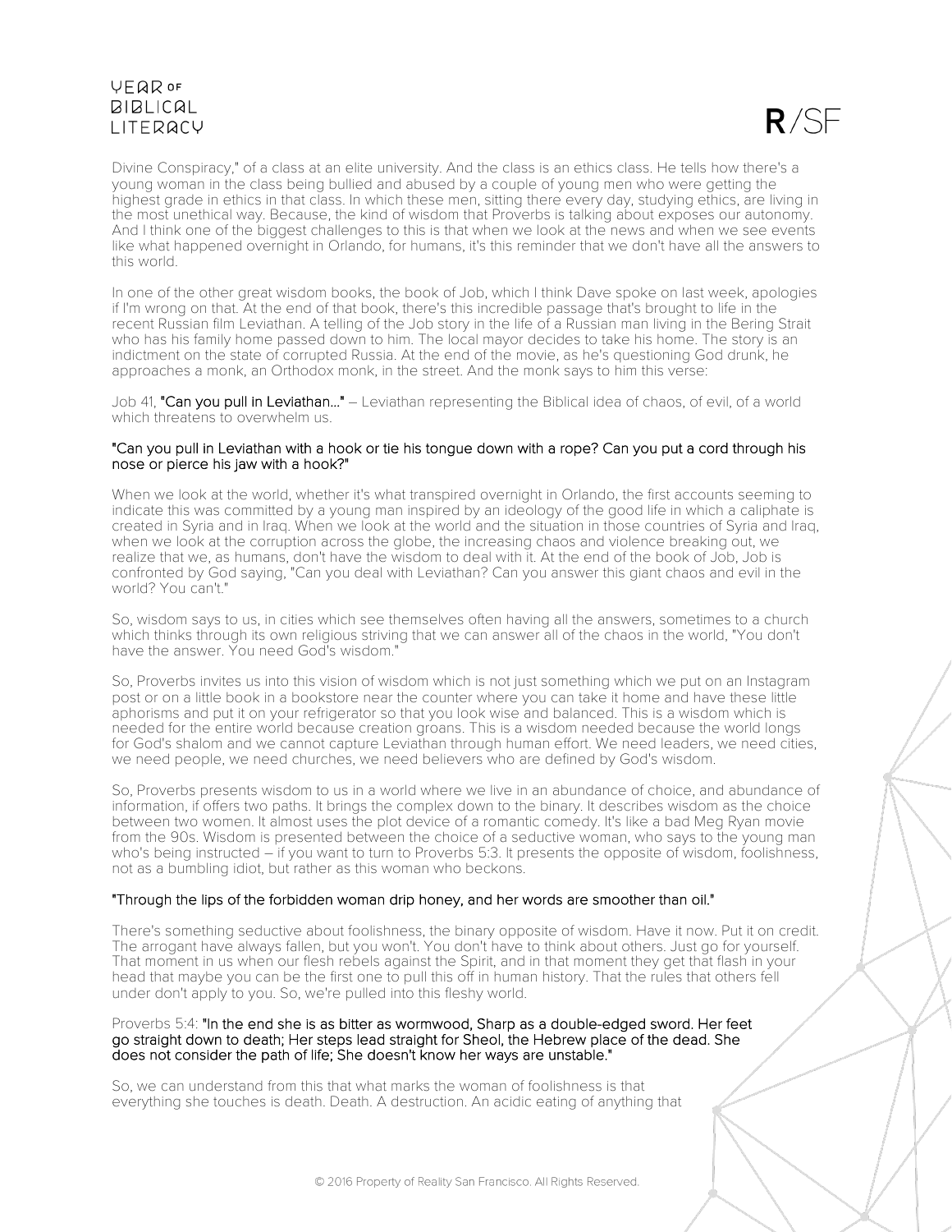Divine Conspiracy," of a class at an elite university. And the class is an ethics class. He tells how there's a young woman in the class being bullied and abused by a couple of young men who were getting the highest grade in ethics in that class. In which these men, sitting there every day, studying ethics, are living in the most unethical way. Because, the kind of wisdom that Proverbs is talking about exposes our autonomy. And I think one of the biggest challenges to this is that when we look at the news and when we see events like what happened overnight in Orlando, for humans, it's this reminder that we don't have all the answers to this world.

In one of the other great wisdom books, the book of Job, which I think Dave spoke on last week, apologies if I'm wrong on that. At the end of that book, there's this incredible passage that's brought to life in the recent Russian film Leviathan. A telling of the Job story in the life of a Russian man living in the Bering Strait who has his family home passed down to him. The local mayor decides to take his home. The story is an indictment on the state of corrupted Russia. At the end of the movie, as he's questioning God drunk, he approaches a monk, an Orthodox monk, in the street. And the monk says to him this verse:

Job 41, **"Can you pull in Leviathan..."** – Leviathan representing the Biblical idea of chaos, of evil, of a world which threatens to overwhelm us.

**"Can you pull in Leviathan with a hook or tie his tongue down with a rope? Can you put a cord through his nose or pierce his jaw with a hook?"**

When we look at the world, whether it's what transpired overnight in Orlando, the first accounts seeming to indicate this was committed by a young man inspired by an ideology of the good life in which a caliphate is created in Syria and in Iraq. When we look at the world and the situation in those countries of Syria and Iraq, when we look at the corruption across the globe, the increasing chaos and violence breaking out, we realize that we, as humans, don't have the wisdom to deal with it. At the end of the book of Job, Job is confronted by God saying, "Can you deal with Leviathan? Can you answer this giant chaos and evil in the world? You can't."

So, wisdom says to us, in cities which see themselves often having all the answers, sometimes to a church which thinks through its own religious striving that we can answer all of the chaos in the world, "You don't have the answer. You need God's wisdom."

So, Proverbs invites us into this vision of wisdom which is not just something which we put on an Instagram post or on a little book in a bookstore near the counter where you can take it home and have these little aphorisms and put it on your refrigerator so that you look wise and balanced. This is a wisdom which is needed for the entire world because creation groans. This is a wisdom needed because the world longs for God's shalom and we cannot capture Leviathan through human effort. We need leaders, we need cities, we need people, we need churches, we need believers who are defined by God's wisdom.

So, Proverbs presents wisdom to us in a world where we live in an abundance of choice, and abundance of information, if offers two paths. It brings the complex down to the binary. It describes wisdom as the choice between two women. It almost uses the plot device of a romantic comedy. It's like a bad Meg Ryan movie from the 90s. Wisdom is presented between the choice of a seductive woman, who says to the young man who's being instructed – if you want to turn to Proverbs 5:3. It presents the opposite of wisdom, foolishness, not as a bumbling idiot, but rather as this woman who beckons.

**"Through the lips of the forbidden woman drip honey, and her words are smoother than oil."**

There's something seductive about foolishness, the binary opposite of wisdom. Have it now. Put it on credit. The arrogant have always fallen, but you won't. You don't have to think about others. Just go for yourself. That moment in us when our flesh rebels against the Spirit, and in that moment they get that flash in your head that maybe you can be the first one to pull this off in human history. That the rules that others fell under don't apply to you. So, we're pulled into this fleshy world.

Proverbs 5:4: **"In the end she is as bitter as wormwood, Sharp as a double-edged sword. Her feet go straight down to death; Her steps lead straight for Sheol, the Hebrew place of the dead. She does not consider the path of life; She doesn't know her ways are unstable."**

So, we can understand from this that what marks the woman of foolishness is that everything she touches is death. Death. A destruction. An acidic eating of anything that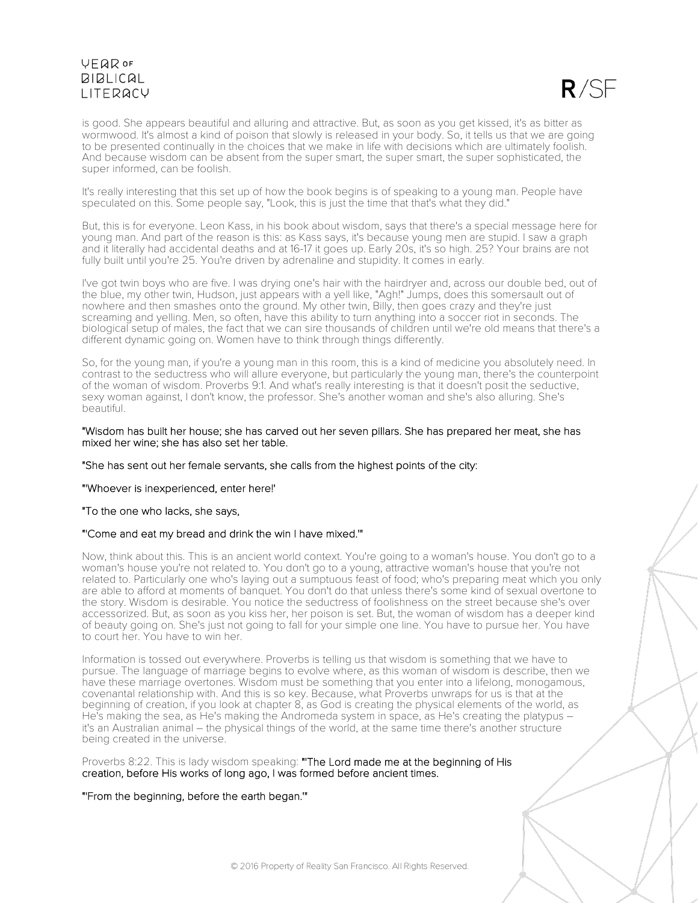is good. She appears beautiful and alluring and attractive. But, as soon as you get kissed, it's as bitter as wormwood. It's almost a kind of poison that slowly is released in your body. So, it tells us that we are going to be presented continually in the choices that we make in life with decisions which are ultimately foolish. And because wisdom can be absent from the super smart, the super smart, the super sophisticated, the super informed, can be foolish.

It's really interesting that this set up of how the book begins is of speaking to a young man. People have speculated on this. Some people say, "Look, this is just the time that that's what they did."

But, this is for everyone. Leon Kass, in his book about wisdom, says that there's a special message here for young man. And part of the reason is this: as Kass says, it's because young men are stupid. I saw a graph and it literally had accidental deaths and at 16-17 it goes up. Early 20s, it's so high. 25? Your brains are not fully built until you're 25. You're driven by adrenaline and stupidity. It comes in early.

I've got twin boys who are five. I was drying one's hair with the hairdryer and, across our double bed, out of the blue, my other twin, Hudson, just appears with a yell like, "Agh!" Jumps, does this somersault out of nowhere and then smashes onto the ground. My other twin, Billy, then goes crazy and they're just screaming and yelling. Men, so often, have this ability to turn anything into a soccer riot in seconds. The biological setup of males, the fact that we can sire thousands of children until we're old means that there's a different dynamic going on. Women have to think through things differently.

So, for the young man, if you're a young man in this room, this is a kind of medicine you absolutely need. In contrast to the seductress who will allure everyone, but particularly the young man, there's the counterpoint of the woman of wisdom. Proverbs 9:1. And what's really interesting is that it doesn't posit the seductive, sexy woman against, I don't know, the professor. She's another woman and she's also alluring. She's beautiful.

"Wisdom has built her house; she has carved out her seven pillars. She has prepared her meat, she has mixed her wine; she has also set her table.

"She has sent out her female servants, she calls from the highest points of the city:

"'Whoever is inexperienced, enter here!'

"To the one who lacks, she says,

"'Come and eat my bread and drink the win I have mixed.'"

Now, think about this. This is an ancient world context. You're going to a woman's house. You don't go to a woman's house you're not related to. You don't go to a young, attractive woman's house that you're not related to. Particularly one who's laying out a sumptuous feast of food; who's preparing meat which you only are able to afford at moments of banquet. You don't do that unless there's some kind of sexual overtone to the story. Wisdom is desirable. You notice the seductress of foolishness on the street because she's over accessorized. But, as soon as you kiss her, her poison is set. But, the woman of wisdom has a deeper kind of beauty going on. She's just not going to fall for your simple one line. You have to pursue her. You have to court her. You have to win her.

Information is tossed out everywhere. Proverbs is telling us that wisdom is something that we have to pursue. The language of marriage begins to evolve where, as this woman of wisdom is describe, then we have these marriage overtones. Wisdom must be something that you enter into a lifelong, monogamous, covenantal relationship with. And this is so key. Because, what Proverbs unwraps for us is that at the beginning of creation, if you look at chapter 8, as God is creating the physical elements of the world, as He's making the sea, as He's making the Andromeda system in space, as He's creating the platypus – it's an Australian animal – the physical things of the world, at the same time there's another structure being created in the universe.

Proverbs 8:22. This is lady wisdom speaking: "'The Lord made me at the beginning of His creation, before His works of long ago, I was formed before ancient times.

"'From the beginning, before the earth began.'"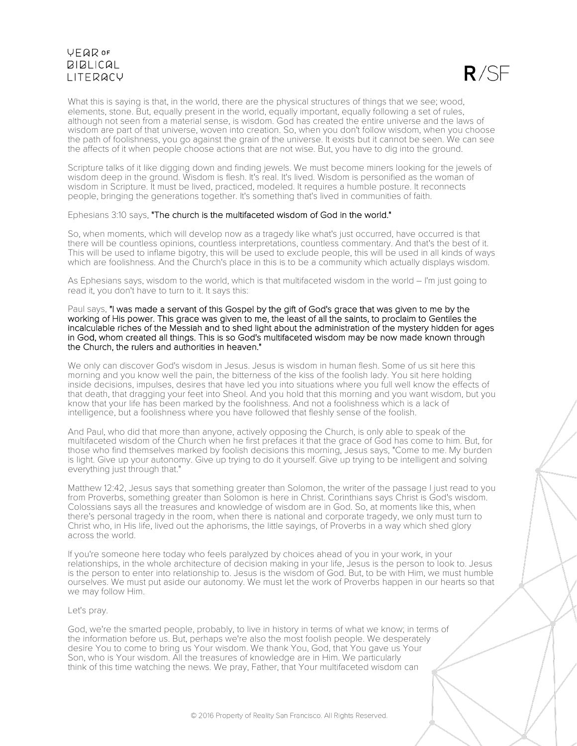What this is saying is that, in the world, there are the physical structures of things that we see; wood, elements, stone. But, equally present in the world, equally important, equally following a set of rules, although not seen from a material sense, is wisdom. God has created the entire universe and the laws of wisdom are part of that universe, woven into creation. So, when you don't follow wisdom, when you choose the path of foolishness, you go against the grain of the universe. It exists but it cannot be seen. We can see the affects of it when people choose actions that are not wise. But, you have to dig into the ground.

Scripture talks of it like digging down and finding jewels. We must become miners looking for the jewels of wisdom deep in the ground. Wisdom is flesh. It's real. It's lived. Wisdom is personified as the woman of wisdom in Scripture. It must be lived, practiced, modeled. It requires a humble posture. It reconnects people, bringing the generations together. It's something that's lived in communities of faith.

Ephesians 3:10 says, "The church is the multifaceted wisdom of God in the world."

So, when moments, which will develop now as a tragedy like what's just occurred, have occurred is that there will be countless opinions, countless interpretations, countless commentary. And that's the best of it. This will be used to inflame bigotry, this will be used to exclude people, this will be used in all kinds of ways which are foolishness. And the Church's place in this is to be a community which actually displays wisdom.

As Ephesians says, wisdom to the world, which is that multifaceted wisdom in the world – I'm just going to read it, you don't have to turn to it. It says this:

Paul says, "I was made a servant of this Gospel by the gift of God's grace that was given to me by the working of His power. This grace was given to me, the least of all the saints, to proclaim to Gentiles the incalculable riches of the Messiah and to shed light about the administration of the mystery hidden for ages in God, whom created all things. This is so God's multifaceted wisdom may be now made known through the Church, the rulers and authorities in heaven."

We only can discover God's wisdom in Jesus. Jesus is wisdom in human flesh. Some of us sit here this morning and you know well the pain, the bitterness of the kiss of the foolish lady. You sit here holding inside decisions, impulses, desires that have led you into situations where you full well know the effects of that death, that dragging your feet into Sheol. And you hold that this morning and you want wisdom, but you know that your life has been marked by the foolishness. And not a foolishness which is a lack of intelligence, but a foolishness where you have followed that fleshly sense of the foolish.

And Paul, who did that more than anyone, actively opposing the Church, is only able to speak of the multifaceted wisdom of the Church when he first prefaces it that the grace of God has come to him. But, for those who find themselves marked by foolish decisions this morning, Jesus says, "Come to me. My burden is light. Give up your autonomy. Give up trying to do it yourself. Give up trying to be intelligent and solving everything just through that."

Matthew 12:42, Jesus says that something greater than Solomon, the writer of the passage I just read to you from Proverbs, something greater than Solomon is here in Christ. Corinthians says Christ is God's wisdom. Colossians says all the treasures and knowledge of wisdom are in God. So, at moments like this, when there's personal tragedy in the room, when there is national and corporate tragedy, we only must turn to Christ who, in His life, lived out the aphorisms, the little sayings, of Proverbs in a way which shed glory across the world.

If you're someone here today who feels paralyzed by choices ahead of you in your work, in your relationships, in the whole architecture of decision making in your life, Jesus is the person to look to. Jesus is the person to enter into relationship to. Jesus is the wisdom of God. But, to be with Him, we must humble ourselves. We must put aside our autonomy. We must let the work of Proverbs happen in our hearts so that we may follow Him.

Let's pray.

God, we're the smarted people, probably, to live in history in terms of what we know; in terms of the information before us. But, perhaps we're also the most foolish people. We desperately desire You to come to bring us Your wisdom. We thank You, God, that You gave us Your Son, who is Your wisdom. All the treasures of knowledge are in Him. We particularly think of this time watching the news. We pray, Father, that Your multifaceted wisdom can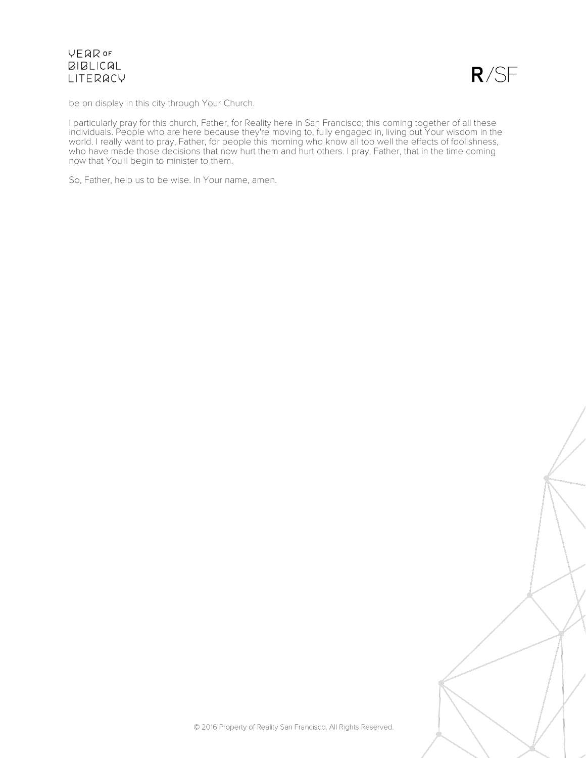be on display in this city through Your Church.

I particularly pray for this church, Father, for Reality here in San Francisco; this coming together of all these individuals. People who are here because they're moving to, fully engaged in, living out Your wisdom in the world. I really want to pray, Father, for people this morning who know all too well the effects of foolishness, who have made those decisions that now hurt them and hurt others. I pray, Father, that in the time coming now that You'll begin to minister to them.

So, Father, help us to be wise. In Your name, amen.